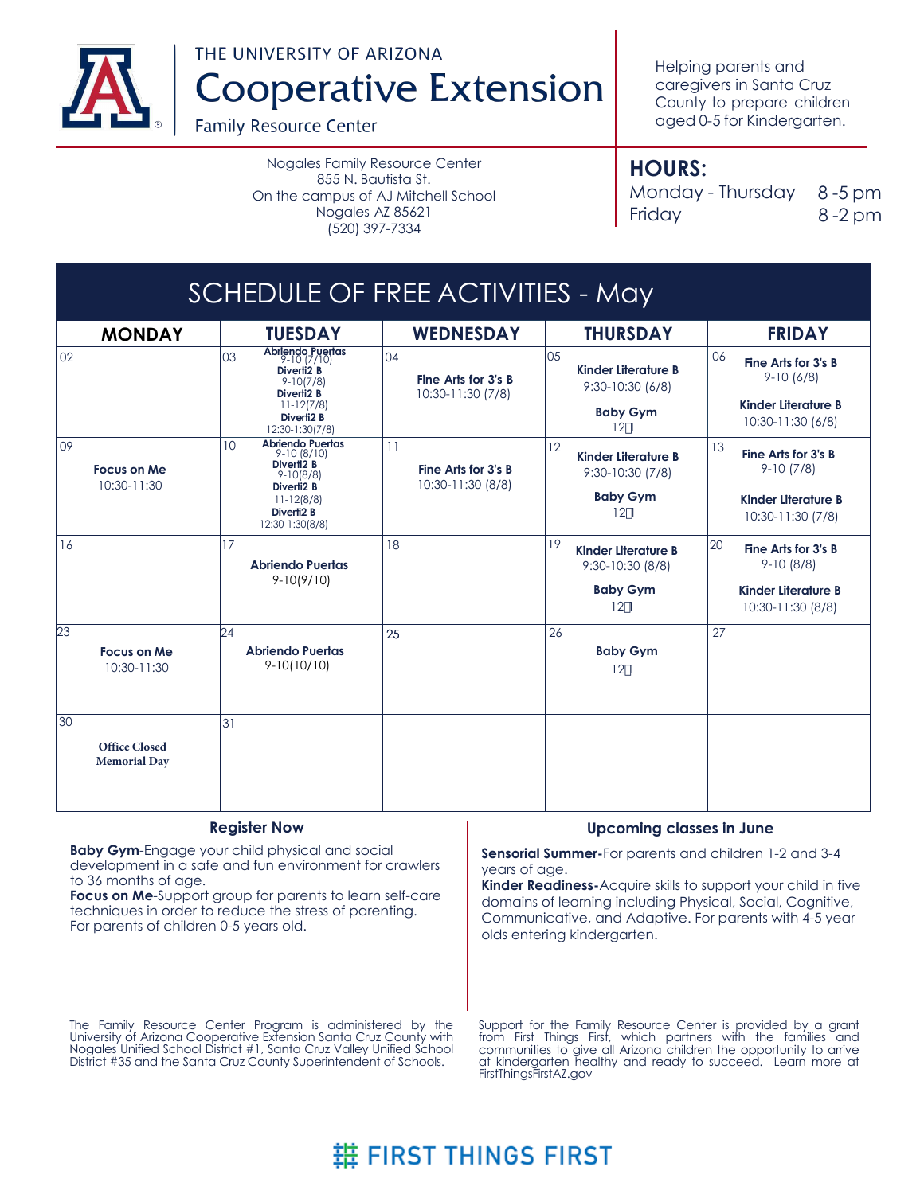THE UNIVERSITY OF ARIZONA

# Cooperative Extension

Family Resource Center

Helping parents and caregivers in Santa Cruz County to prepare children aged 0-5 for Kindergarten.

Nogales Family Resource Center
855 N. Bautista St.
On the campus of AJ Mitchell School
Nogales AZ 85621
(520) 397-7334

**HOURS:**

Monday - Thursday 8 -5 pm
Friday 8 -2 pm

## SCHEDULE OF FREE ACTIVITIES - May

| MONDAY | TUESDAY | WEDNESDAY | THURSDAY | FRIDAY |
|---|---|---|---|---|
| 02 | 03 **Abriendo Puertas** 9-10 (7/10) **Diverti2 B** 9-10(7/8) **Diverti2 B** 11-12(7/8) **Diverti2 B** 12:30-1:30(7/8) | 04 **Fine Arts for 3's B** 10:30-11:30 (7/8) | 05 **Kinder Literature B** 9:30-10:30 (6/8) **Baby Gym** 12-1 | 06 **Fine Arts for 3's B** 9-10 (6/8) **Kinder Literature B** 10:30-11:30 (6/8) |
| 09 **Focus on Me** 10:30-11:30 | 10 **Abriendo Puertas** 9-10 (8/10) **Diverti2 B** 9-10(8/8) **Diverti2 B** 11-12(8/8) **Diverti2 B** 12:30-1:30(8/8) | 11 **Fine Arts for 3's B** 10:30-11:30 (8/8) | 12 **Kinder Literature B** 9:30-10:30 (7/8) **Baby Gym** 12-1 | 13 **Fine Arts for 3's B** 9-10 (7/8) **Kinder Literature B** 10:30-11:30 (7/8) |
| 16 | 17 **Abriendo Puertas** 9-10(9/10) | 18 | 19 **Kinder Literature B** 9:30-10:30 (8/8) **Baby Gym** 12-1 | 20 **Fine Arts for 3's B** 9-10 (8/8) **Kinder Literature B** 10:30-11:30 (8/8) |
| 23 **Focus on Me** 10:30-11:30 | 24 **Abriendo Puertas** 9-10(10/10) | 25 | 26 **Baby Gym** 12-1 | 27 |
| 30 **Office Closed Memorial Day** | 31 | | | |

### Register Now

**Baby Gym**-Engage your child physical and social development in a safe and fun environment for crawlers to 36 months of age.

**Focus on Me**-Support group for parents to learn self-care techniques in order to reduce the stress of parenting. For parents of children 0-5 years old.

### Upcoming classes in June

**Sensorial Summer-**For parents and children 1-2 and 3-4 years of age.

**Kinder Readiness-**Acquire skills to support your child in five domains of learning including Physical, Social, Cognitive, Communicative, and Adaptive. For parents with 4-5 year olds entering kindergarten.

The Family Resource Center Program is administered by the University of Arizona Cooperative Extension Santa Cruz County with Nogales Unified School District #1, Santa Cruz Valley Unified School District #35 and the Santa Cruz County Superintendent of Schools.

Support for the Family Resource Center is provided by a grant from First Things First, which partners with the families and communities to give all Arizona children the opportunity to arrive at kindergarten healthy and ready to succeed. Learn more at FirstThingsFirstAZ.gov

FIRST THINGS FIRST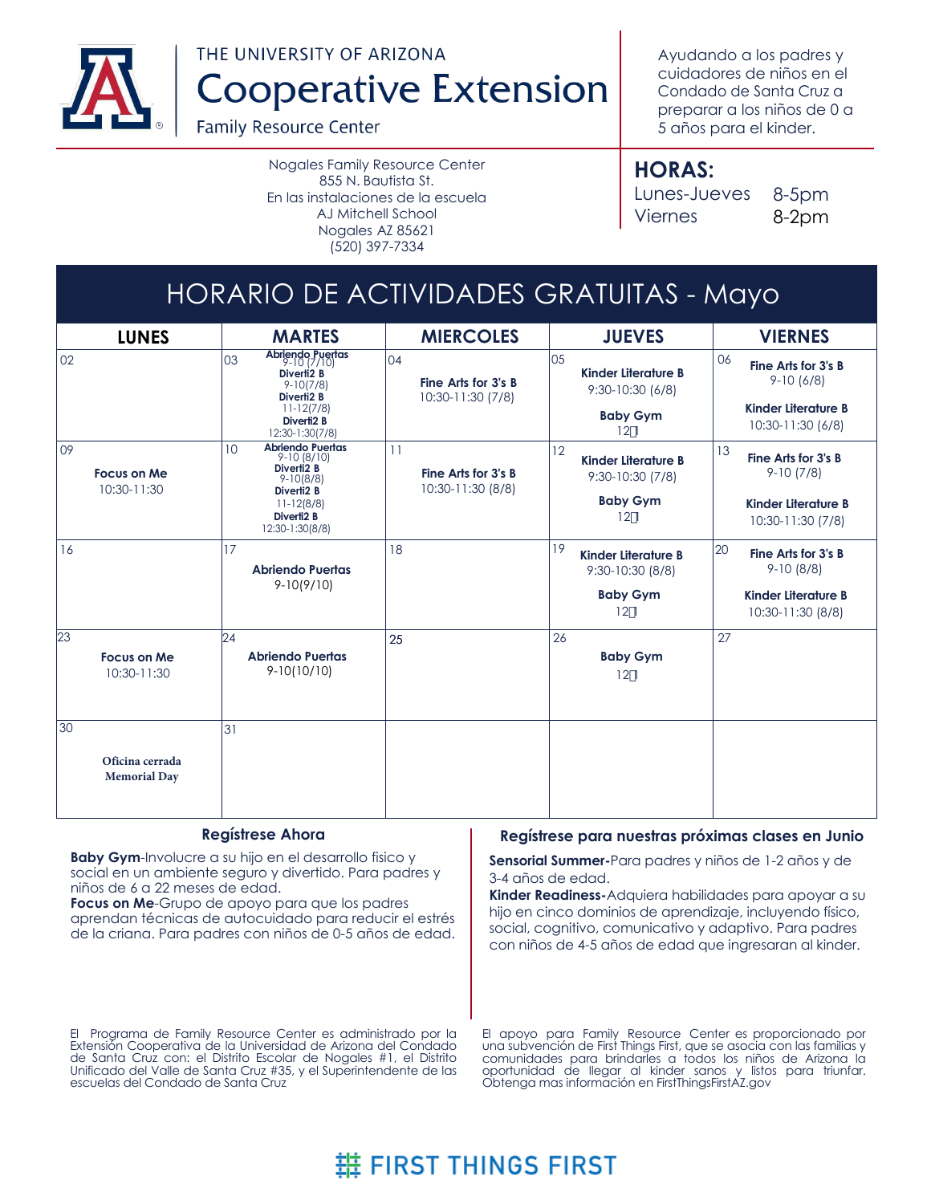THE UNIVERSITY OF ARIZONA

# Cooperative Extension

Family Resource Center

Ayudando a los padres y cuidadores de niños en el Condado de Santa Cruz a preparar a los niños de 0 a 5 años para el kinder.

Nogales Family Resource Center
855 N. Bautista St.
En las instalaciones de la escuela
AJ Mitchell School
Nogales AZ 85621
(520) 397-7334

**HORAS:**

Lunes-Jueves 8-5pm
Viernes 8-2pm

## HORARIO DE ACTIVIDADES GRATUITAS - Mayo

| LUNES | MARTES | MIERCOLES | JUEVES | VIERNES |
|---|---|---|---|---|
| 02 | 03 **Abriendo Puertas** 9-10 (7/10) **Diverti2 B** 9-10(7/8) **Diverti2 B** 11-12(7/8) **Diverti2 B** 12:30-1:30(7/8) | 04 **Fine Arts for 3's B** 10:30-11:30 (7/8) | 05 **Kinder Literature B** 9:30-10:30 (6/8) **Baby Gym** 12 | 06 **Fine Arts for 3's B** 9-10 (6/8) **Kinder Literature B** 10:30-11:30 (6/8) |
| 09 **Focus on Me** 10:30-11:30 | 10 **Abriendo Puertas** 9-10 (8/10) **Diverti2 B** 9-10(8/8) **Diverti2 B** 11-12(8/8) **Diverti2 B** 12:30-1:30(8/8) | 11 **Fine Arts for 3's B** 10:30-11:30 (8/8) | 12 **Kinder Literature B** 9:30-10:30 (7/8) **Baby Gym** 12 | 13 **Fine Arts for 3's B** 9-10 (7/8) **Kinder Literature B** 10:30-11:30 (7/8) |
| 16 | 17 **Abriendo Puertas** 9-10(9/10) | 18 | 19 **Kinder Literature B** 9:30-10:30 (8/8) **Baby Gym** 12 | 20 **Fine Arts for 3's B** 9-10 (8/8) **Kinder Literature B** 10:30-11:30 (8/8) |
| 23 **Focus on Me** 10:30-11:30 | 24 **Abriendo Puertas** 9-10(10/10) | 25 | 26 **Baby Gym** 12 | 27 |
| 30 **Oficina cerrada Memorial Day** | 31 | | | |

### Regístrese Ahora

**Baby Gym**-Involucre a su hijo en el desarrollo físico y social en un ambiente seguro y divertido. Para padres y niños de 6 a 22 meses de edad.

**Focus on Me**-Grupo de apoyo para que los padres aprendan técnicas de autocuidado para reducir el estrés de la crianza. Para padres con niños de 0-5 años de edad.

### Regístrese para nuestras próximas clases en Junio

**Sensorial Summer-**Para padres y niños de 1-2 años y de 3-4 años de edad.

**Kinder Readiness-**Adquiera habilidades para apoyar a su hijo en cinco dominios de aprendizaje, incluyendo físico, social, cognitivo, comunicativo y adaptivo. Para padres con niños de 4-5 años de edad que ingresaran al kinder.

El Programa de Family Resource Center es administrado por la Extensión Cooperativa de la Universidad de Arizona del Condado de Santa Cruz con: el Distrito Escolar de Nogales #1, el Distrito Unificado del Valle de Santa Cruz #35, y el Superintendente de las escuelas del Condado de Santa Cruz

El apoyo para Family Resource Center es proporcionado por una subvención de First Things First, que se asocia con las familias y comunidades para brindarles a todos los niños de Arizona la oportunidad de llegar al kinder sanos y listos para triunfar. Obtenga mas información en FirstThingsFirstAZ.gov

FIRST THINGS FIRST